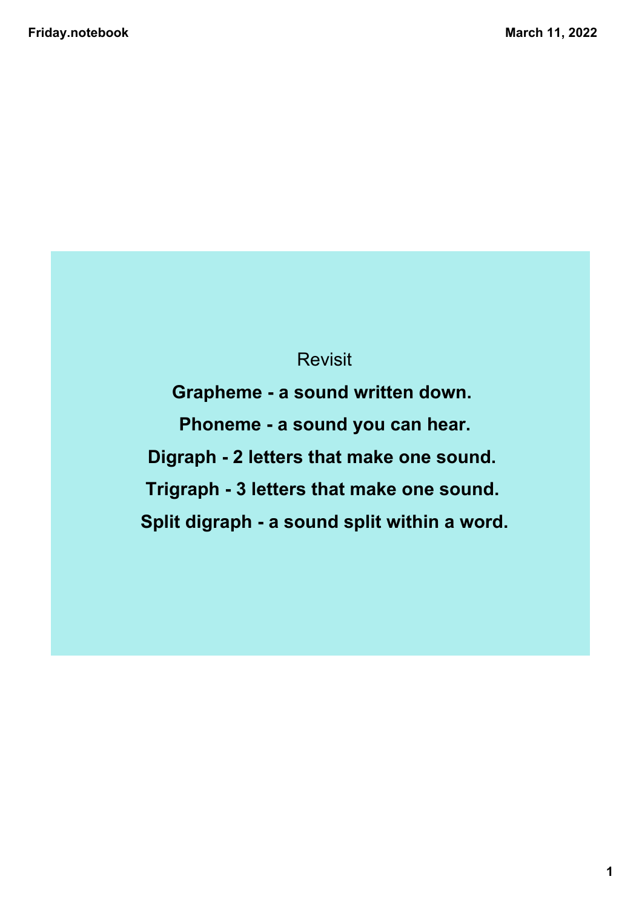Revisit

**Grapheme - a sound written down.**

**Phoneme - a sound you can hear.**

**Digraph - 2 letters that make one sound.**

**Trigraph - 3 letters that make one sound.**

**Split digraph - a sound split within a word.**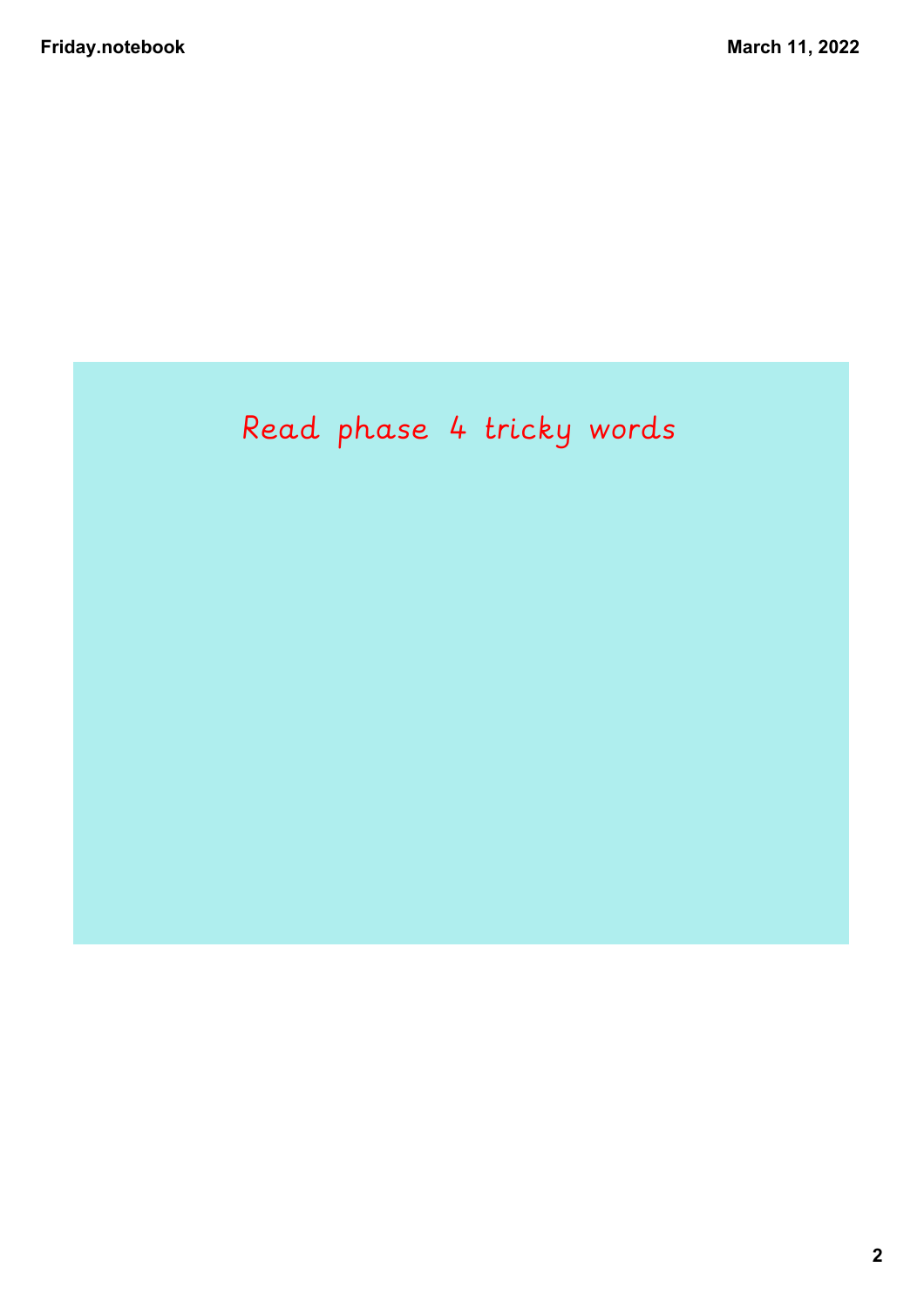Read phase 4 tricky words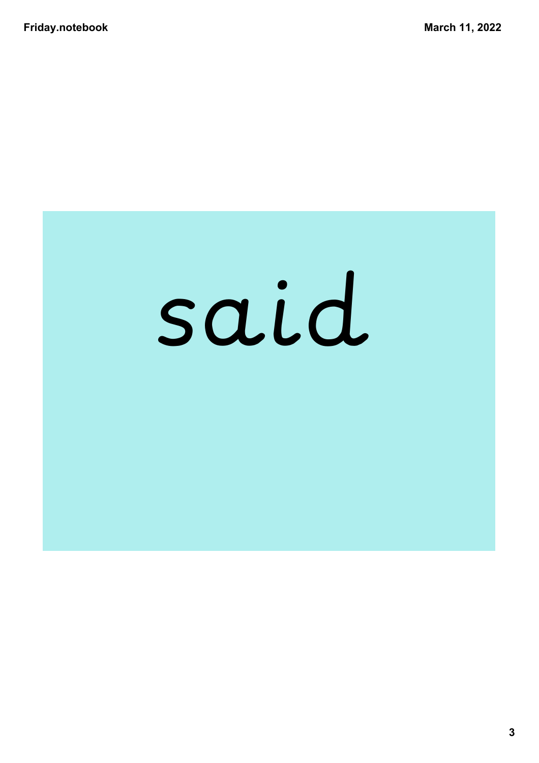said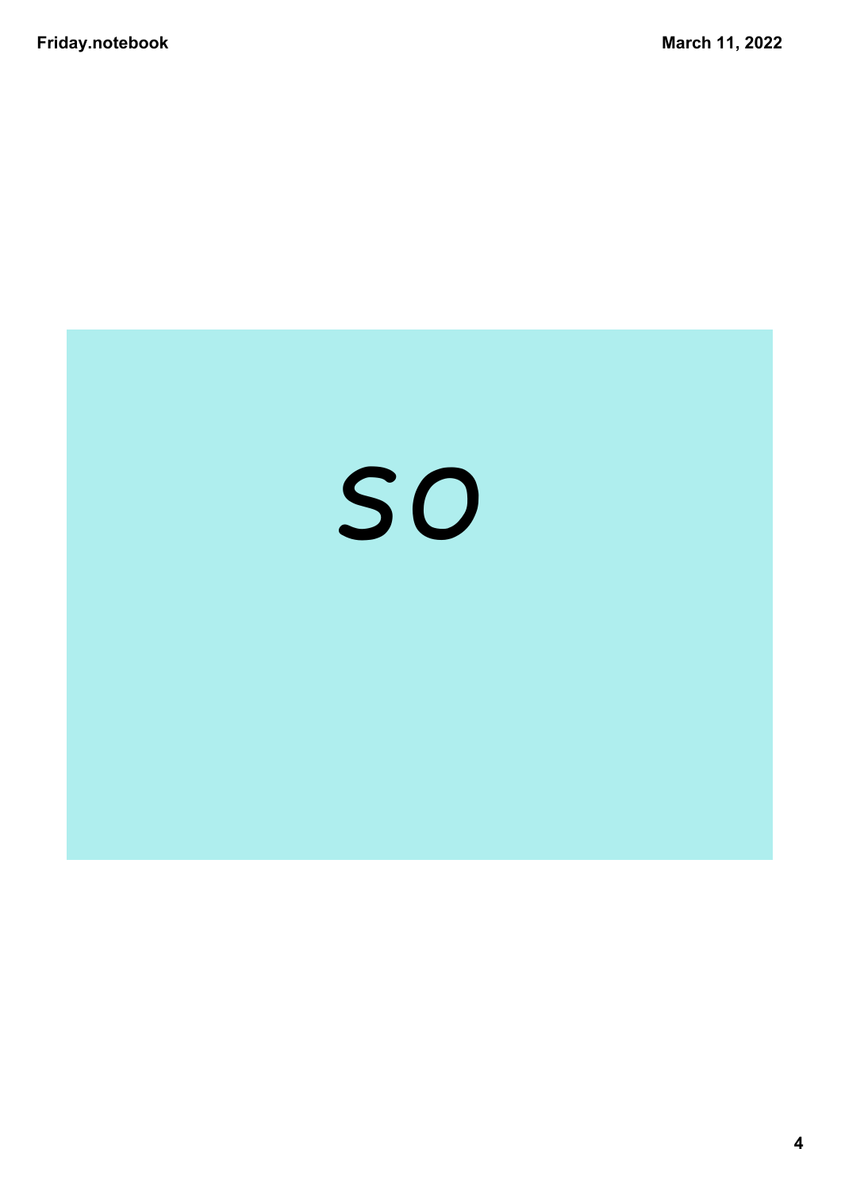so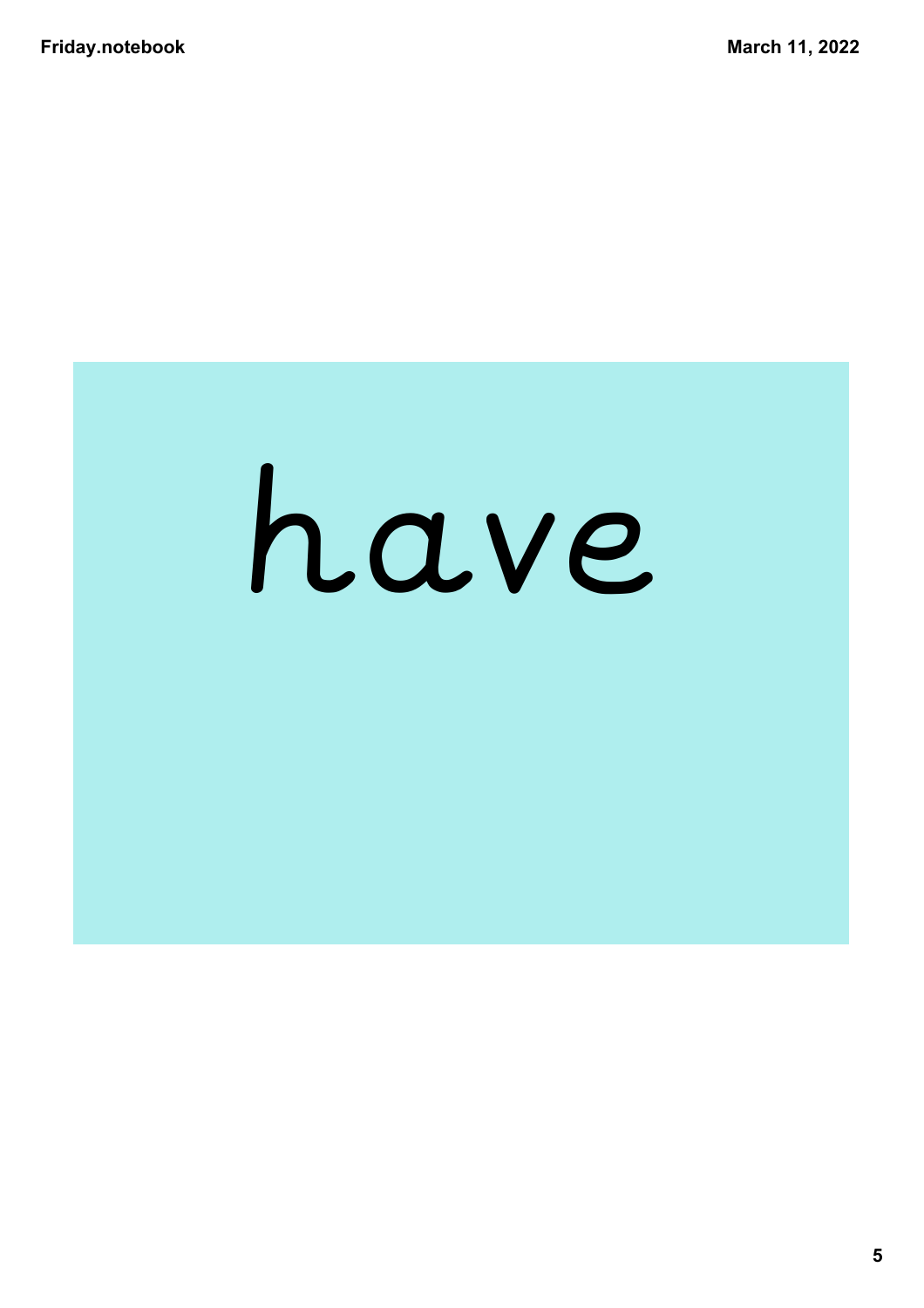have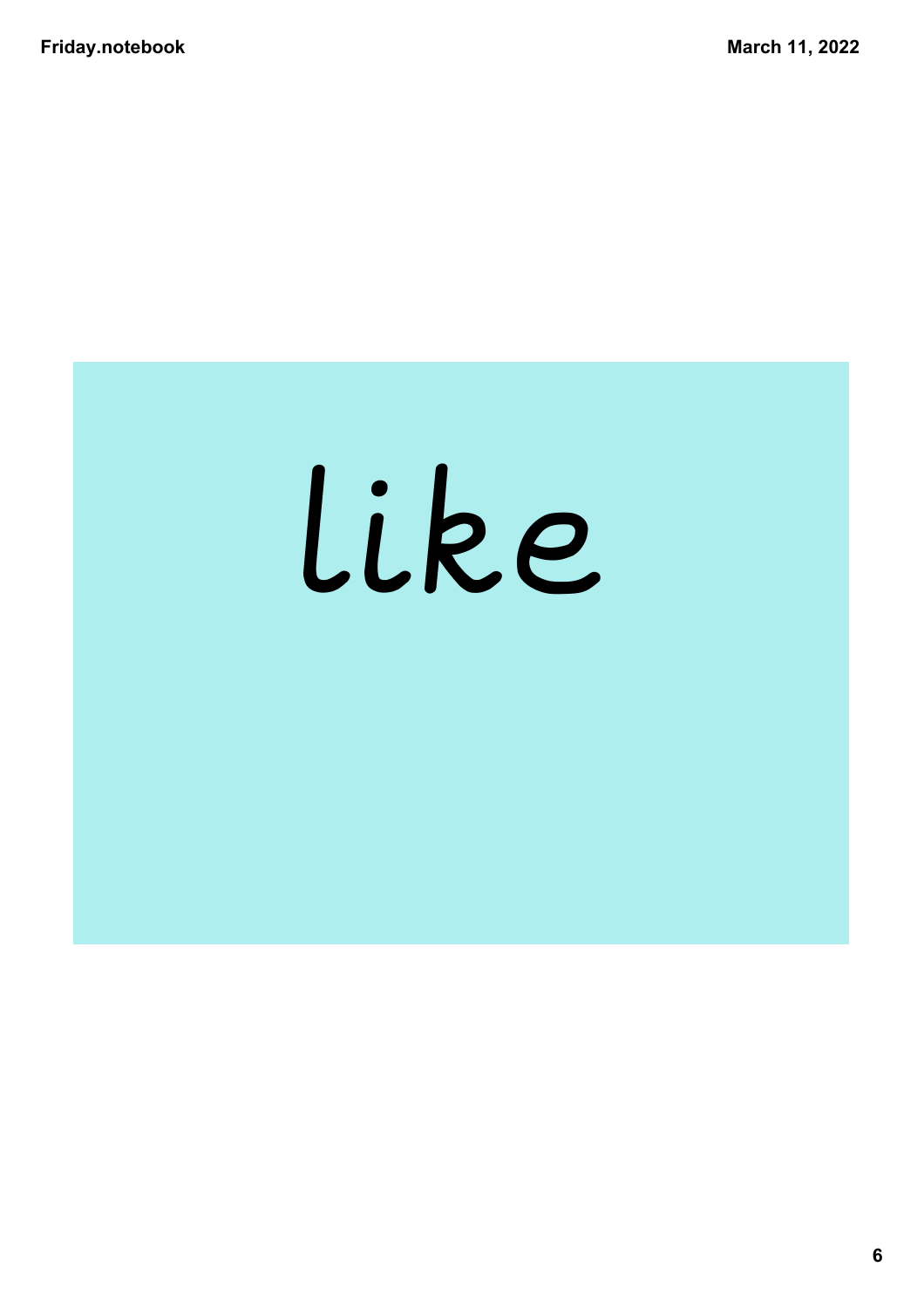like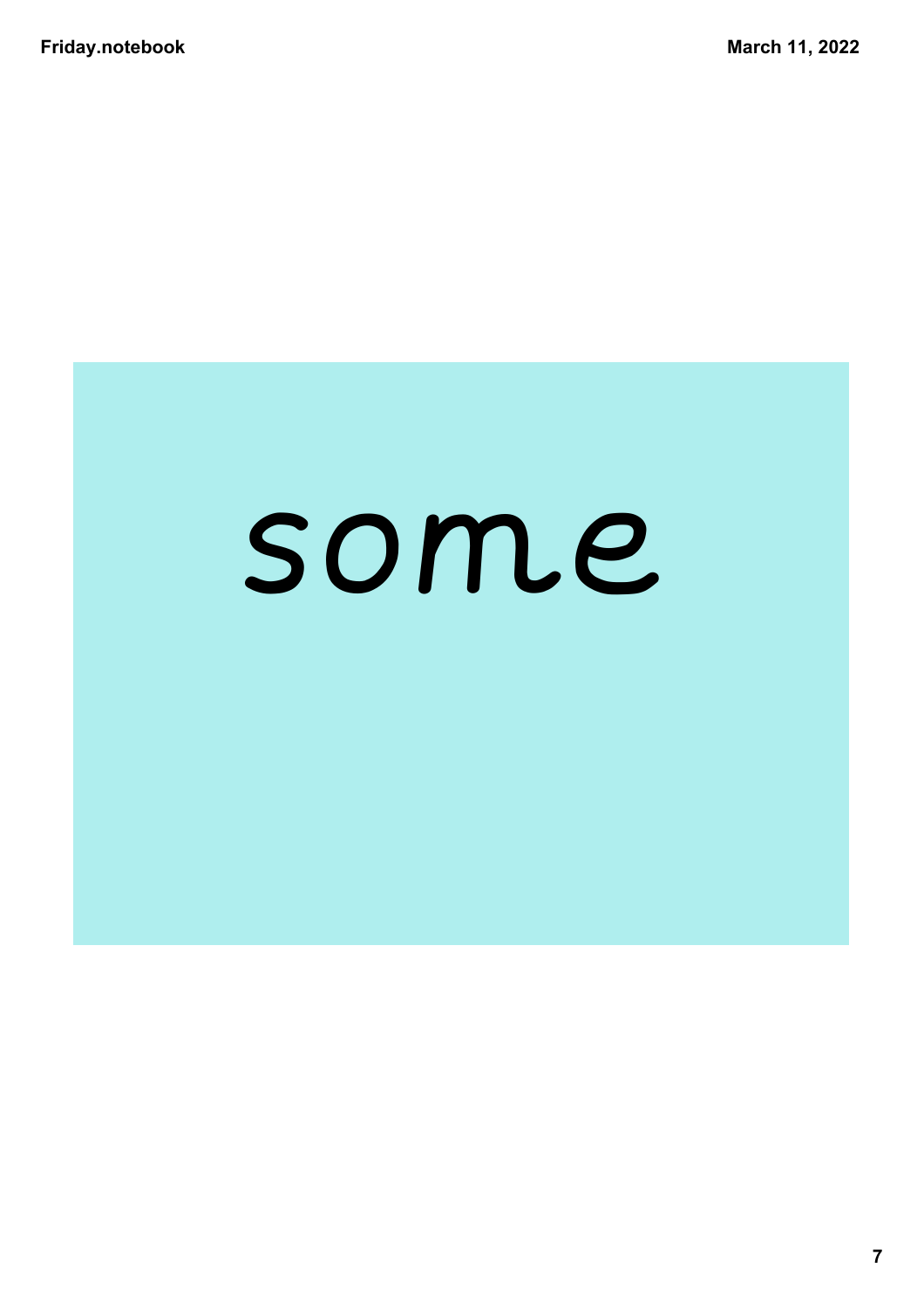some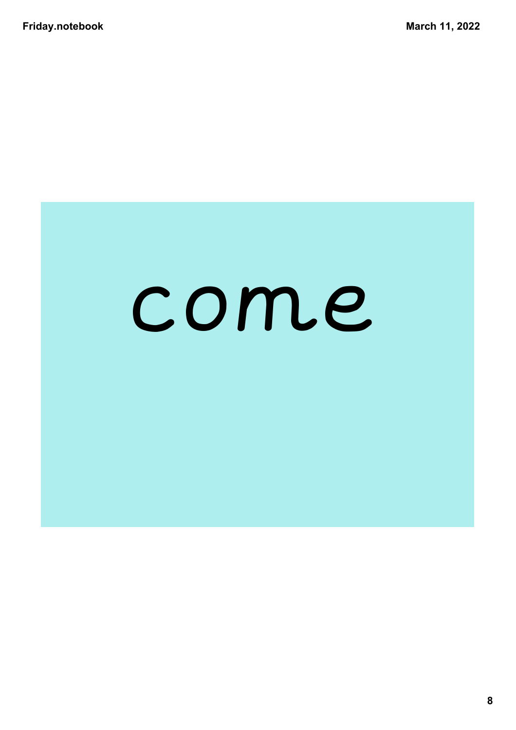come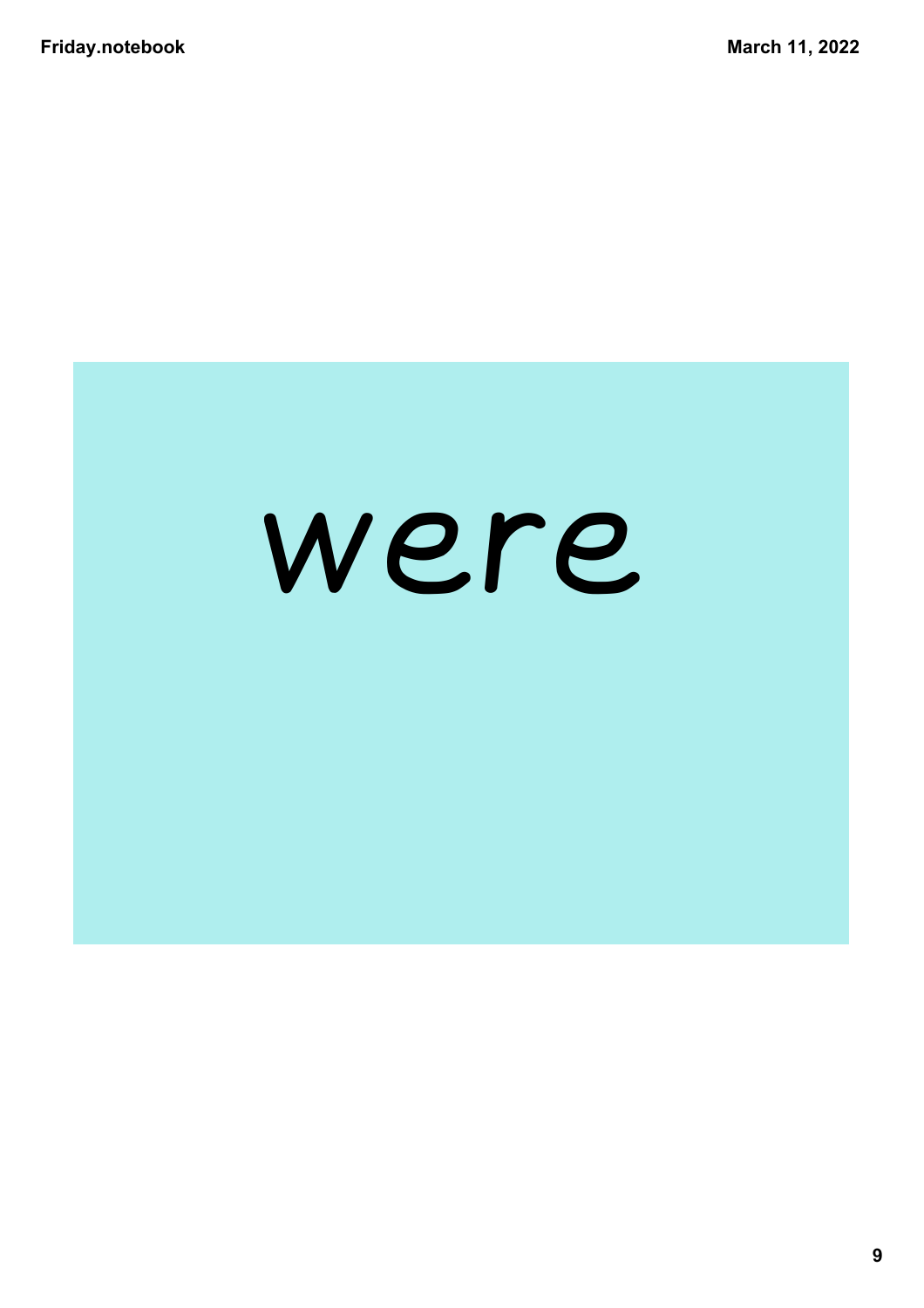were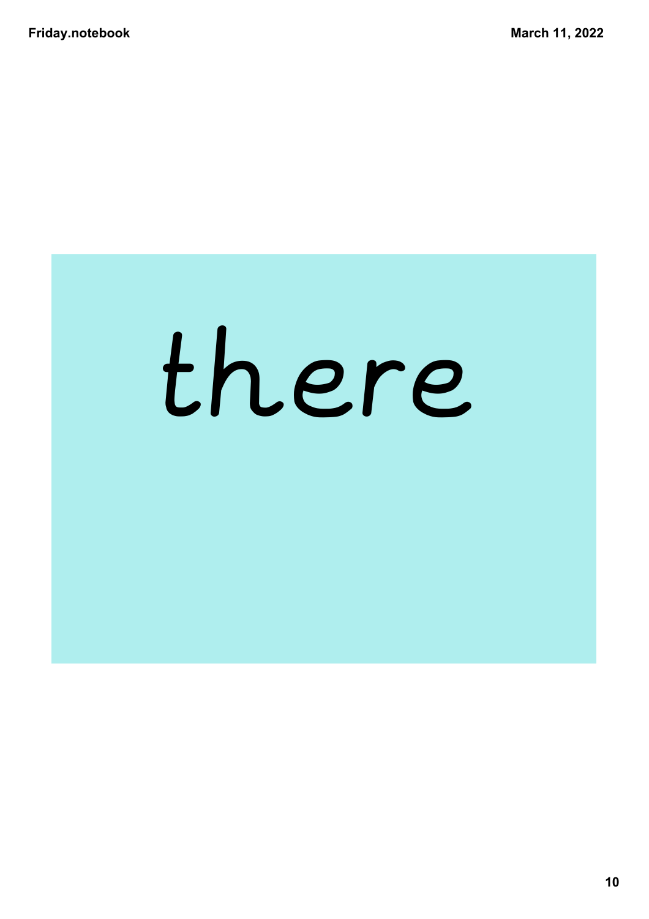there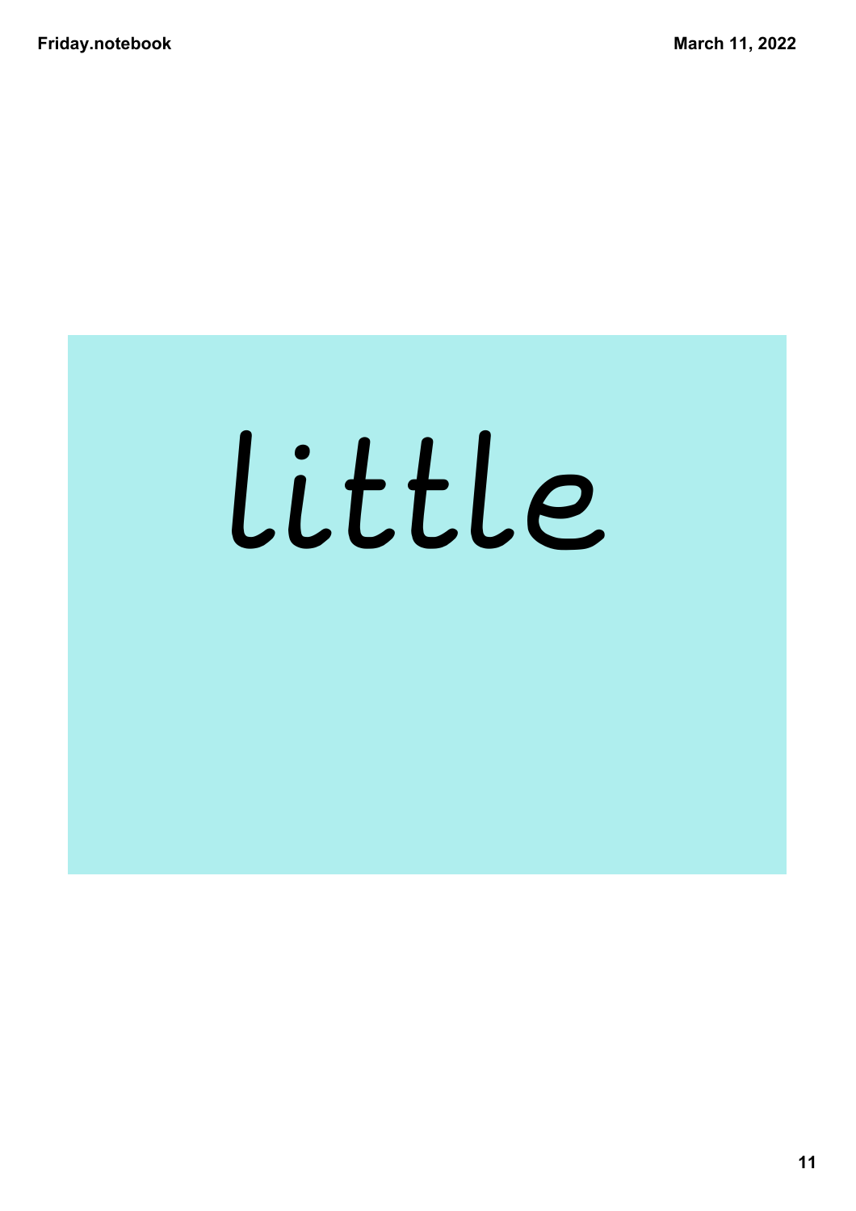little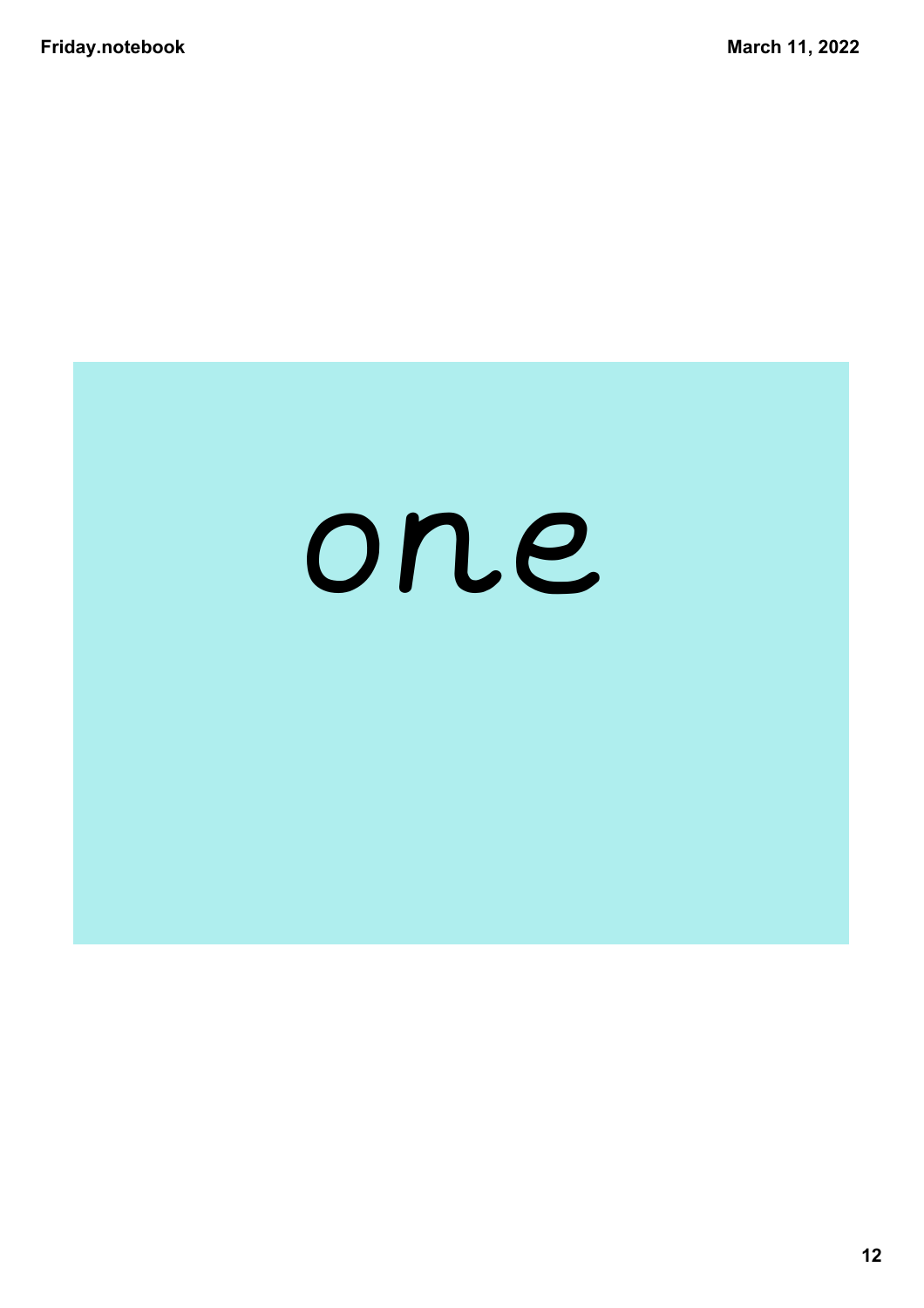one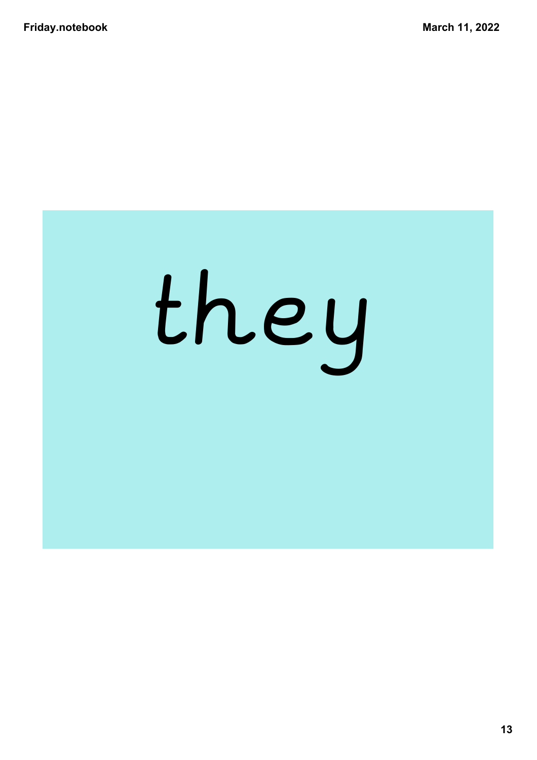they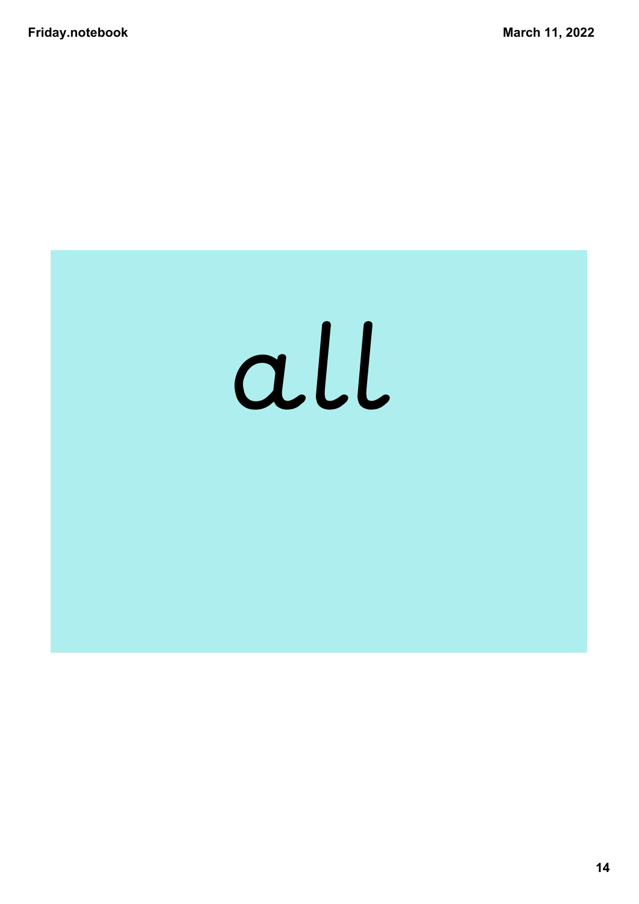all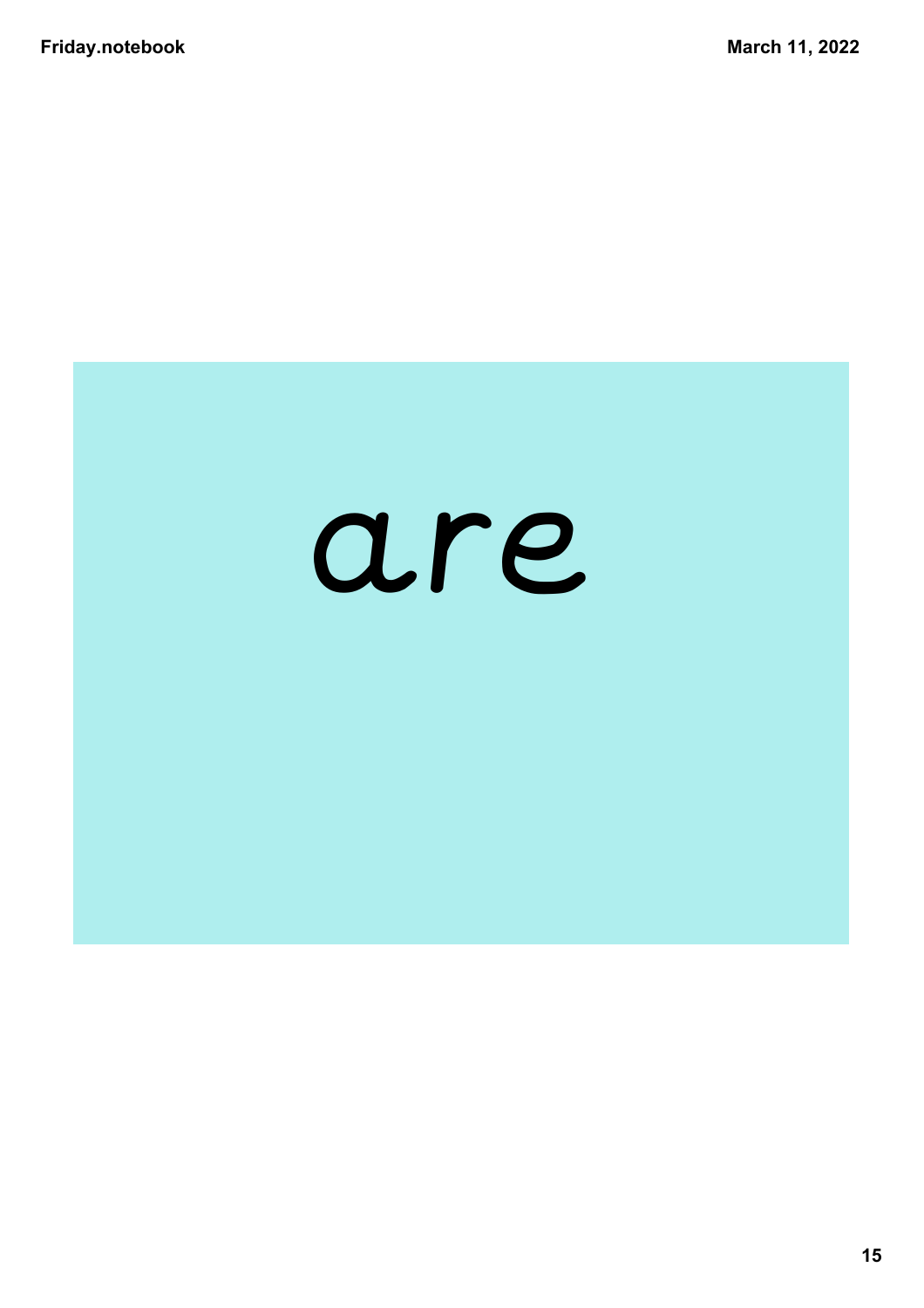are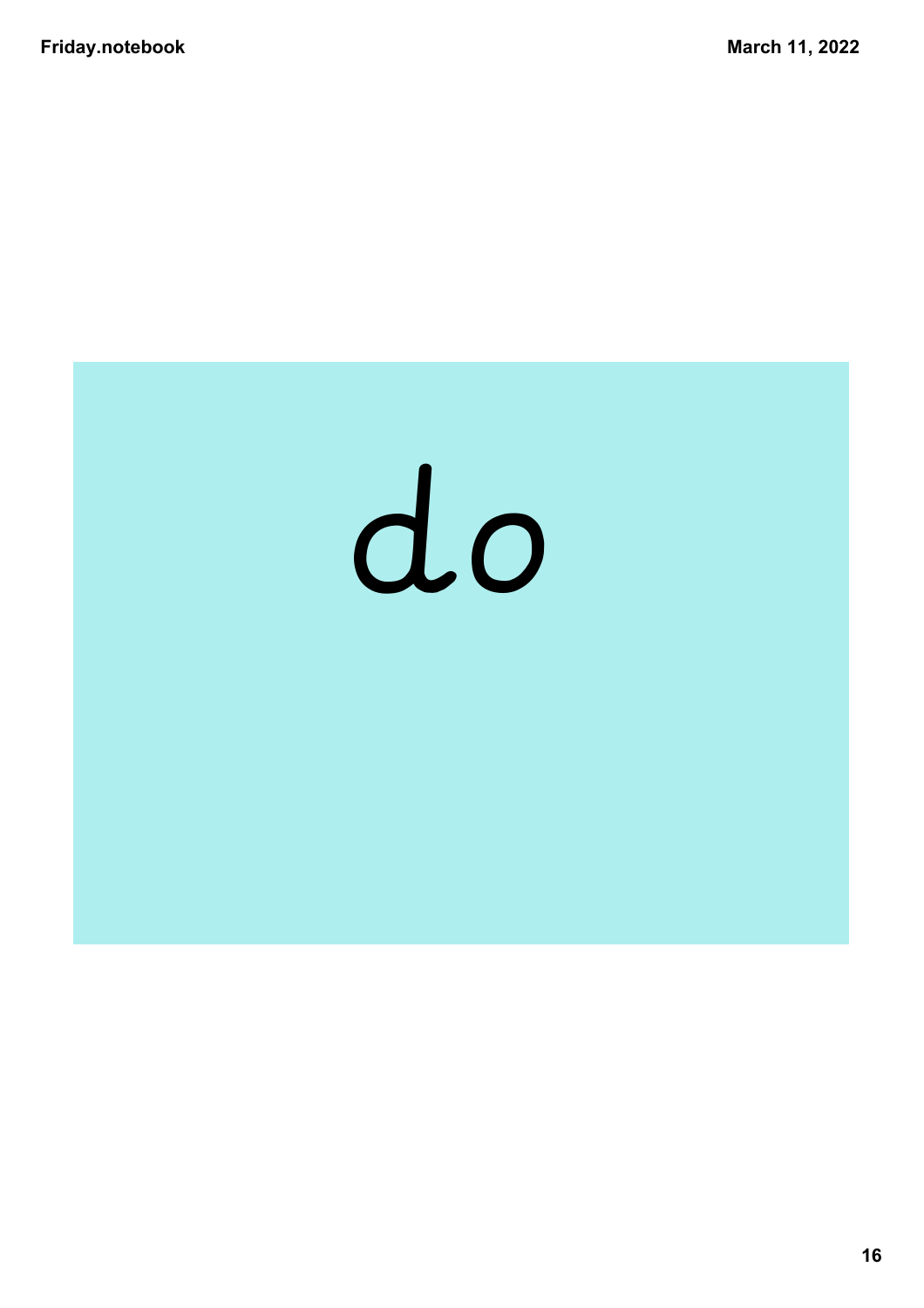do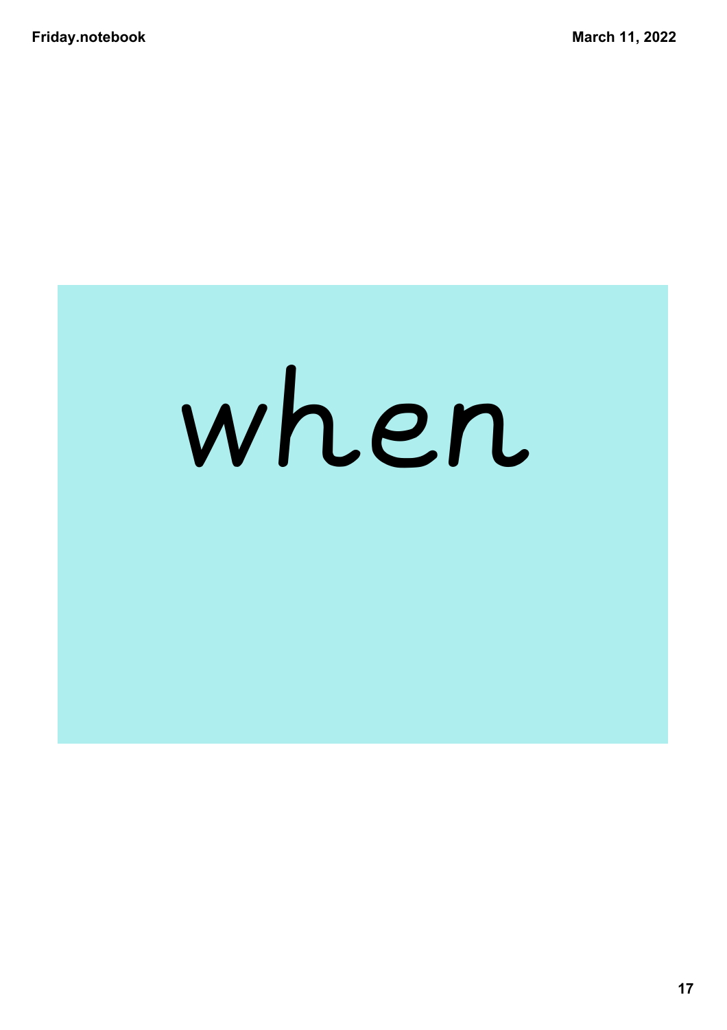when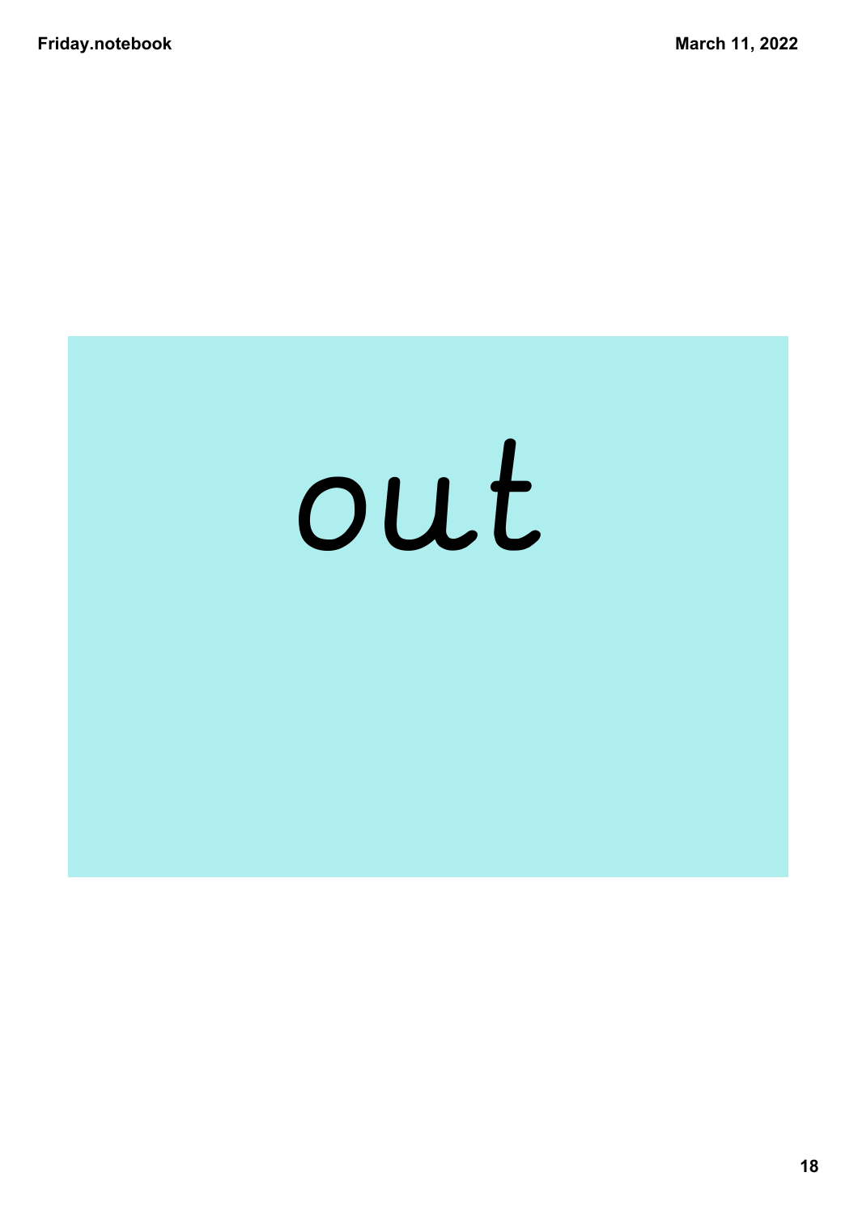out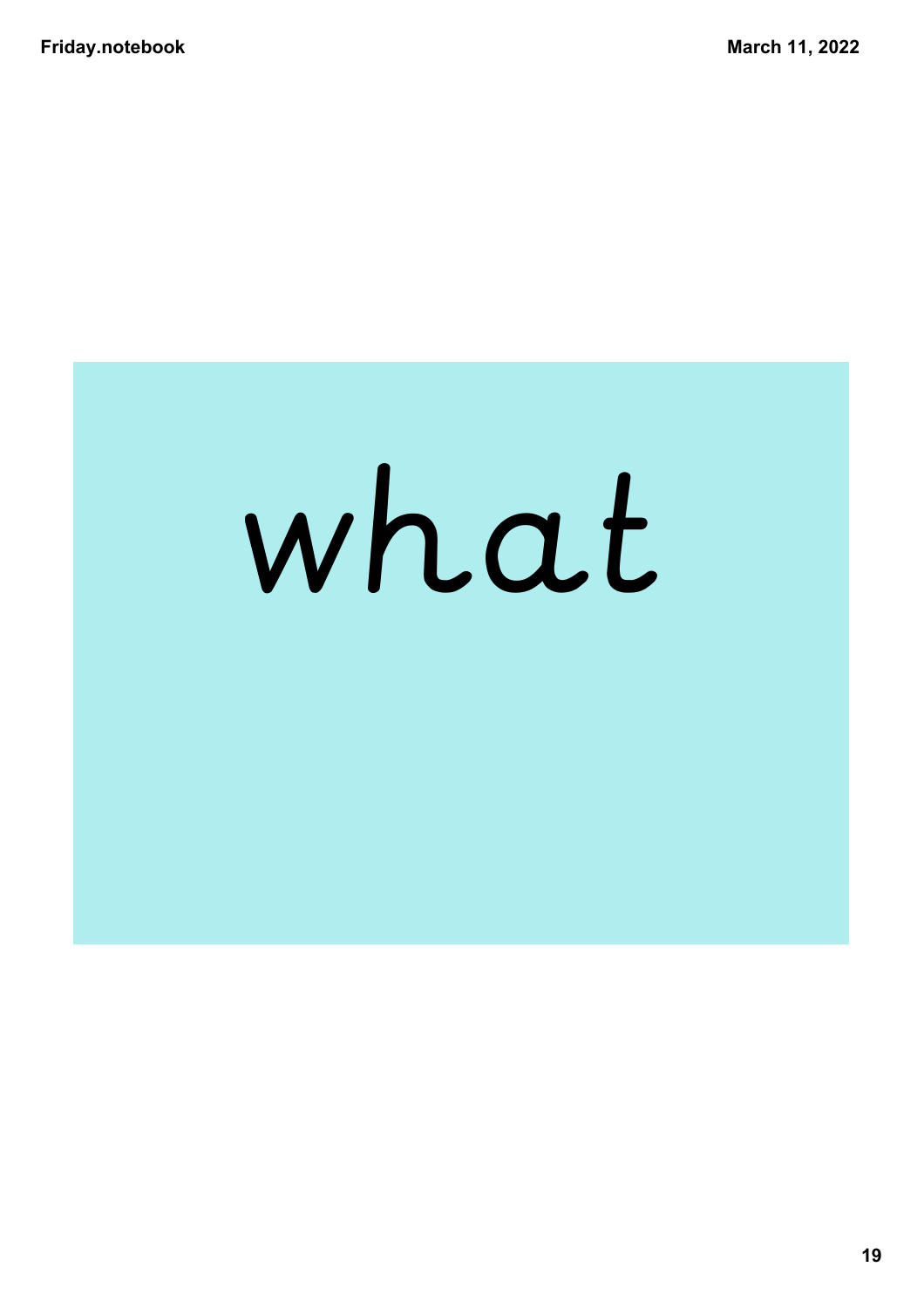what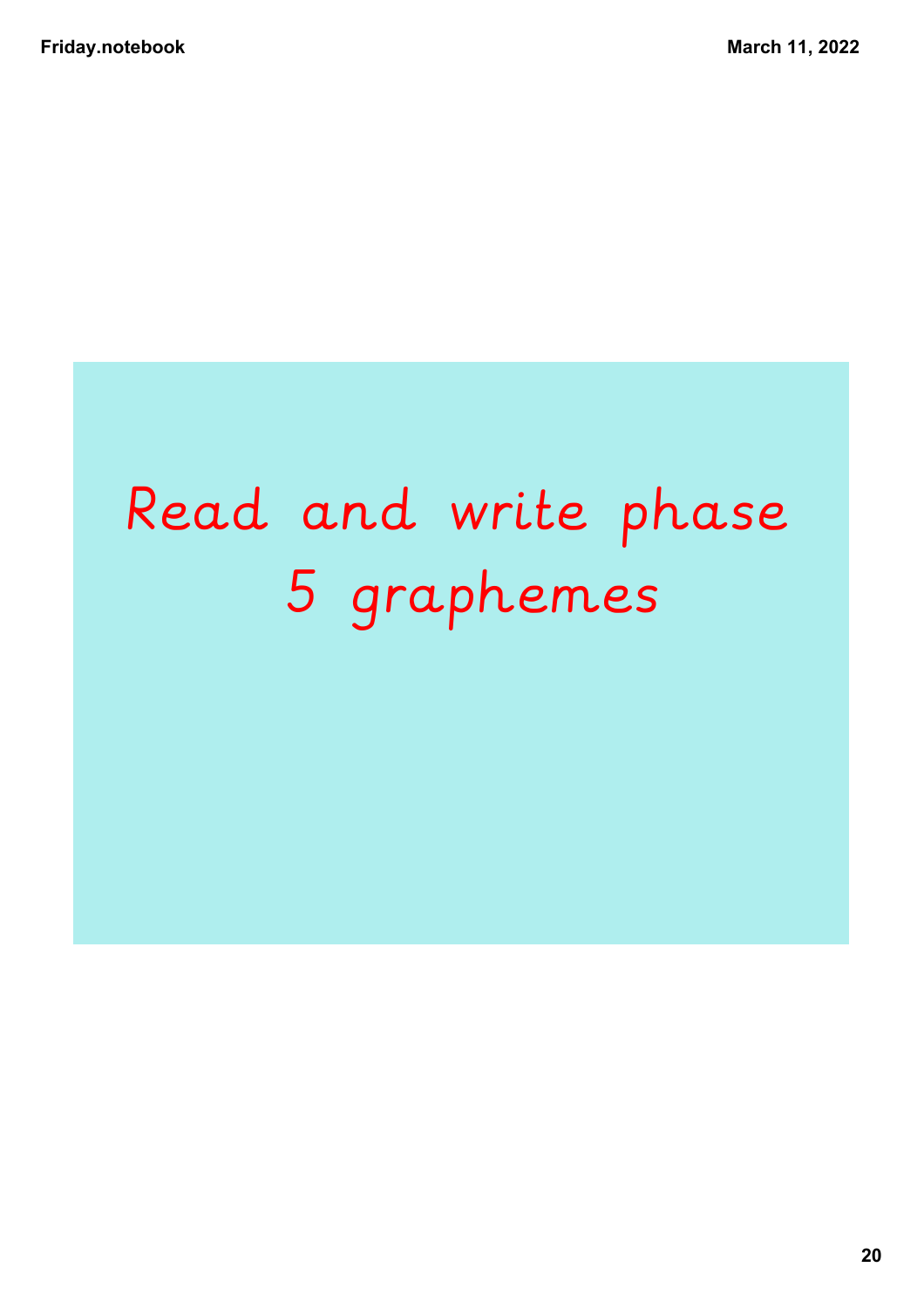Read and write phase 5 graphemes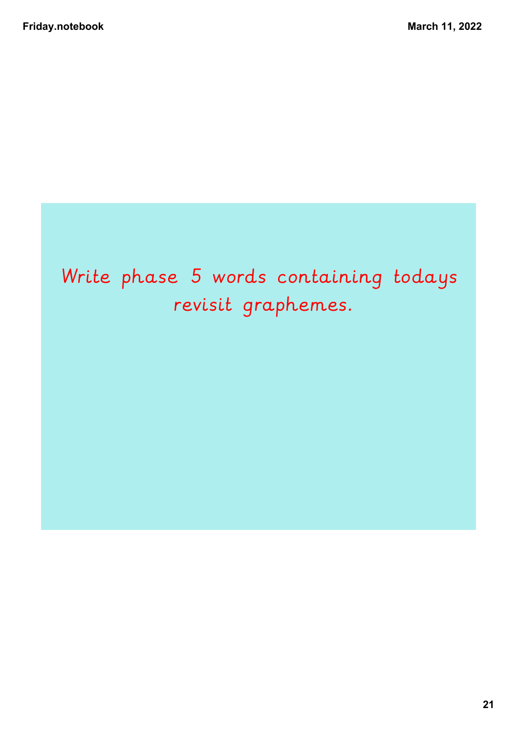Write phase 5 words containing todays revisit graphemes.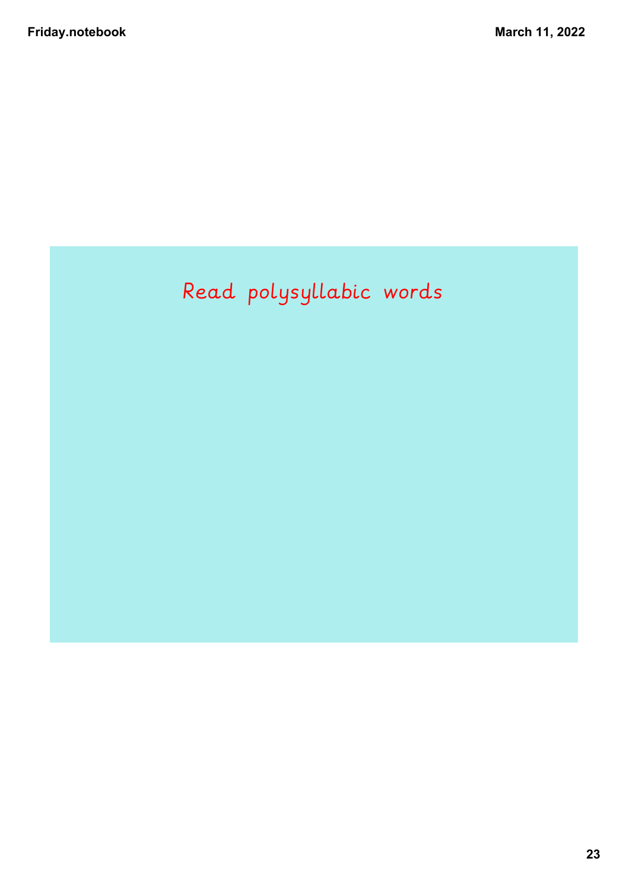Read polysyllabic words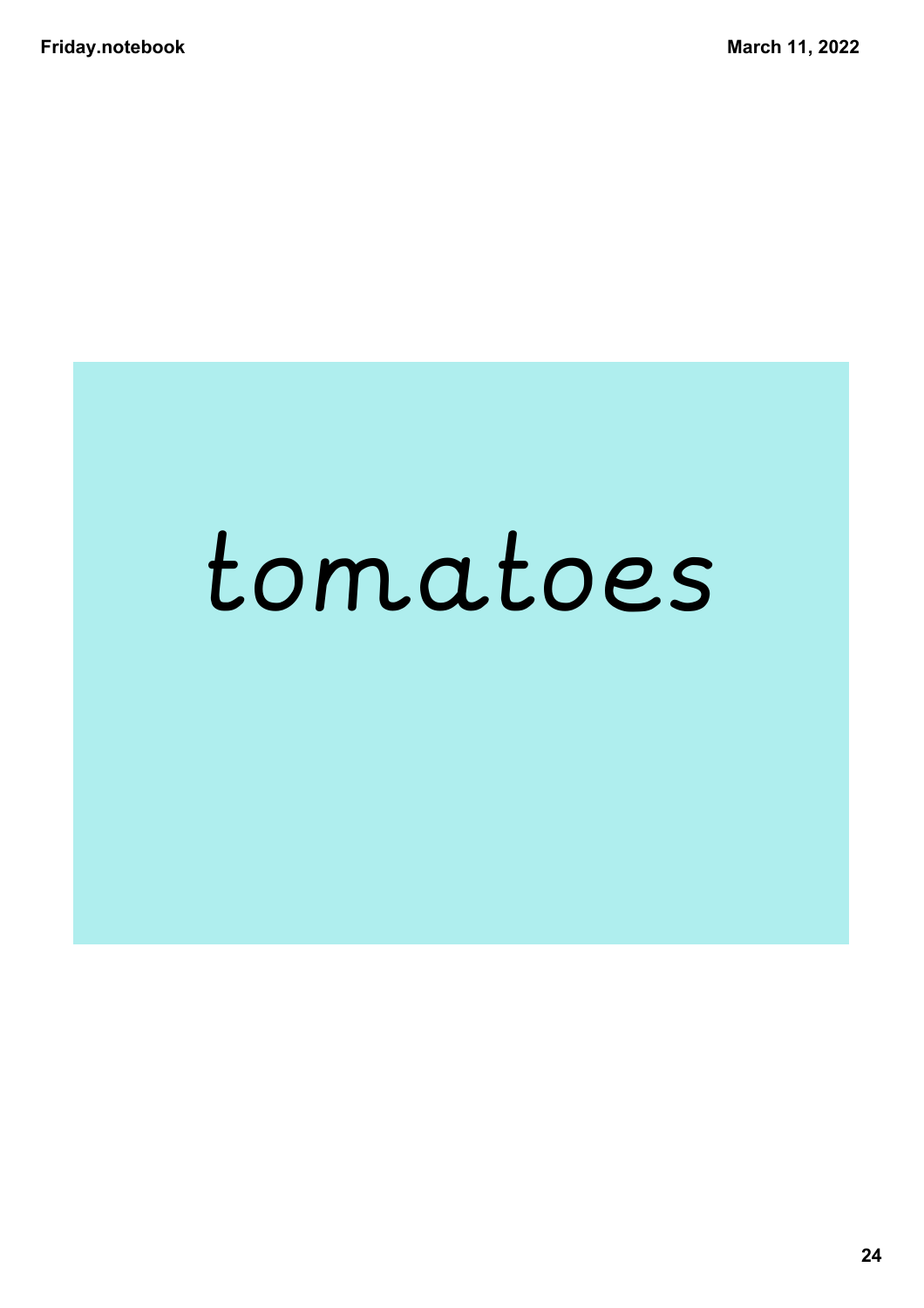tomatoes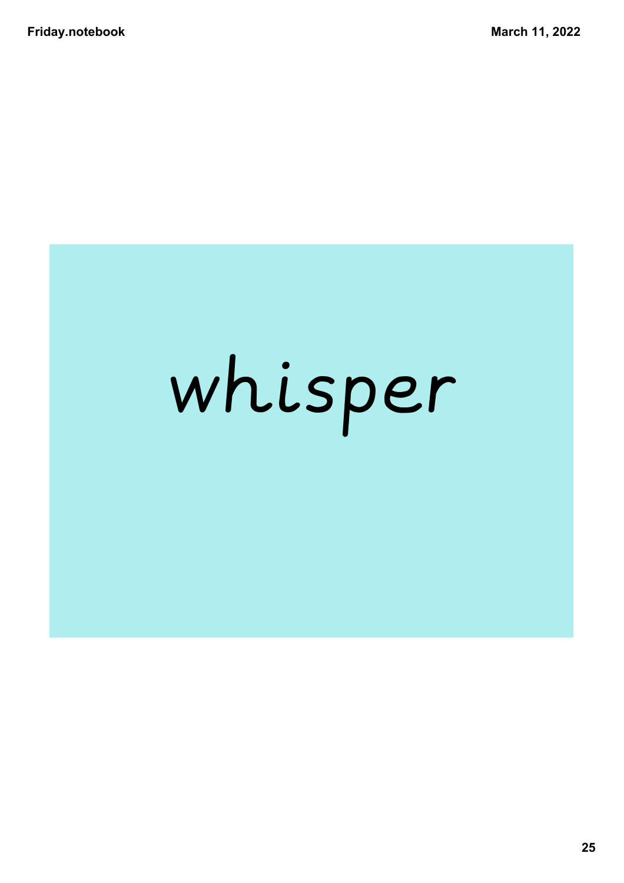whisper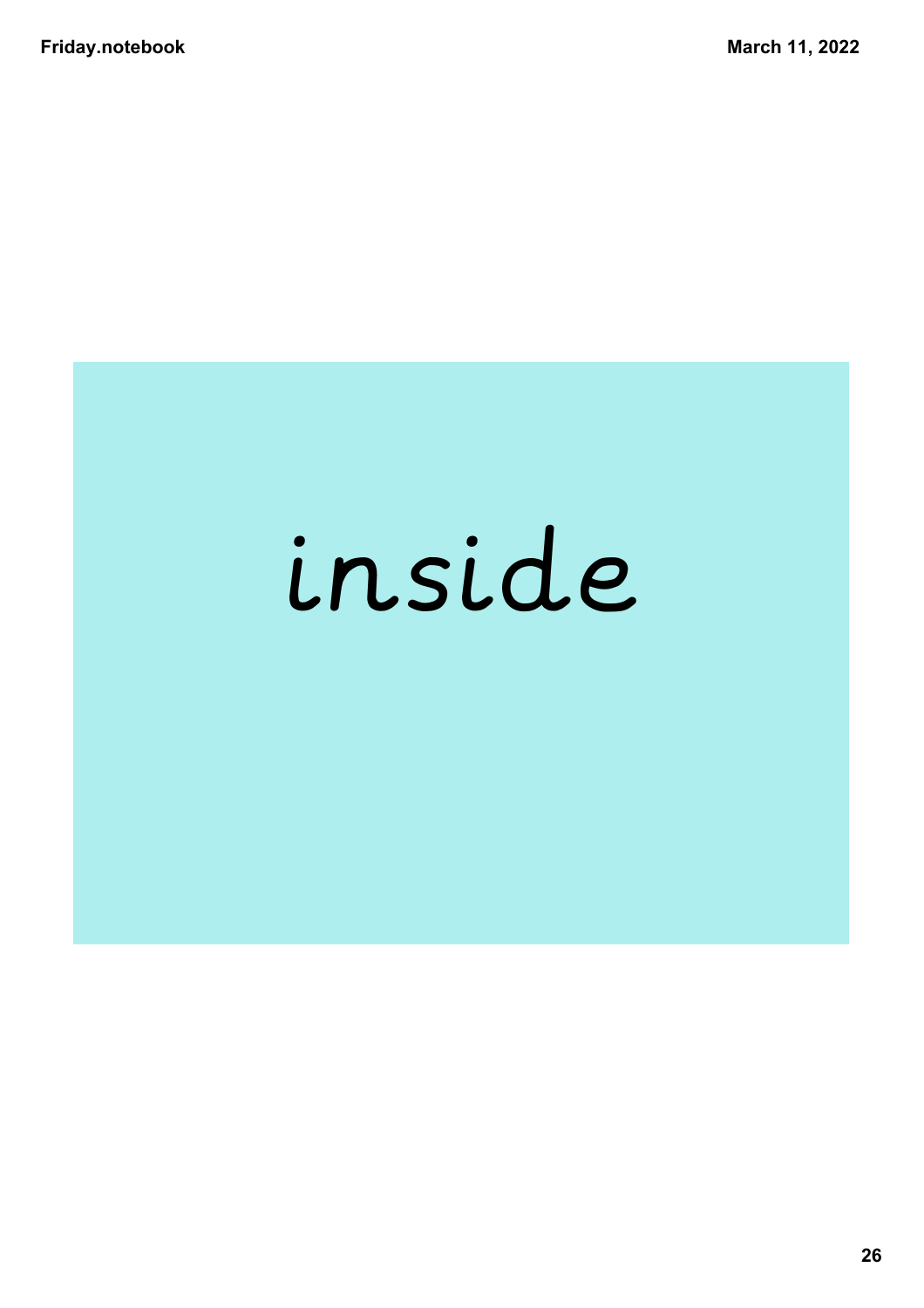inside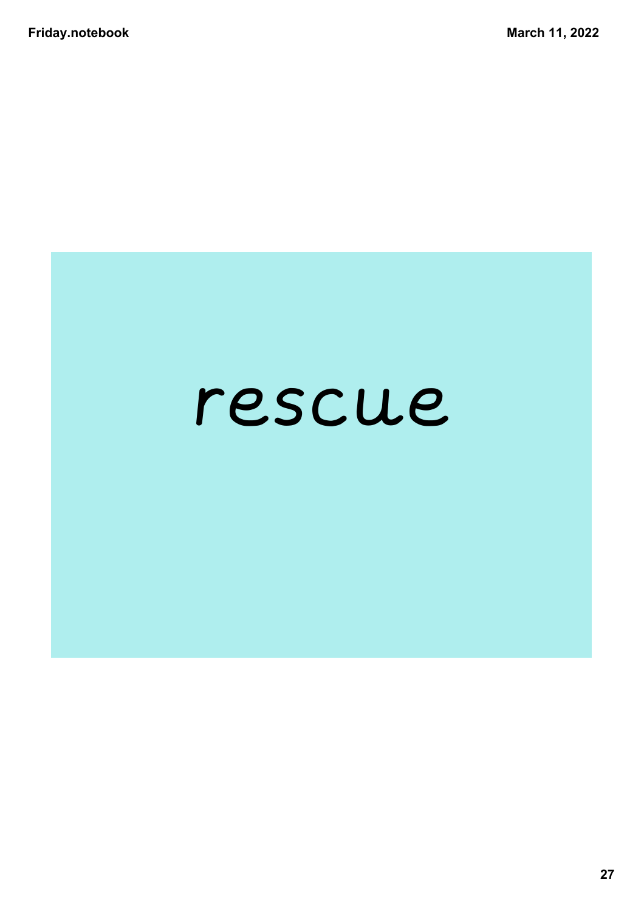rescue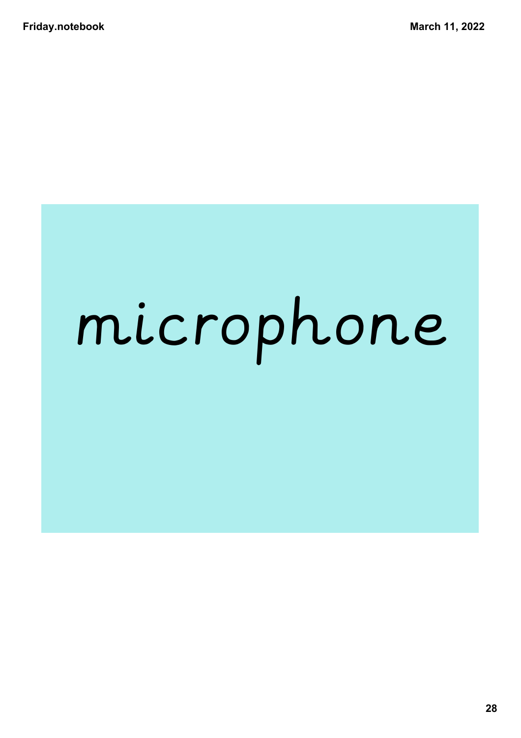microphone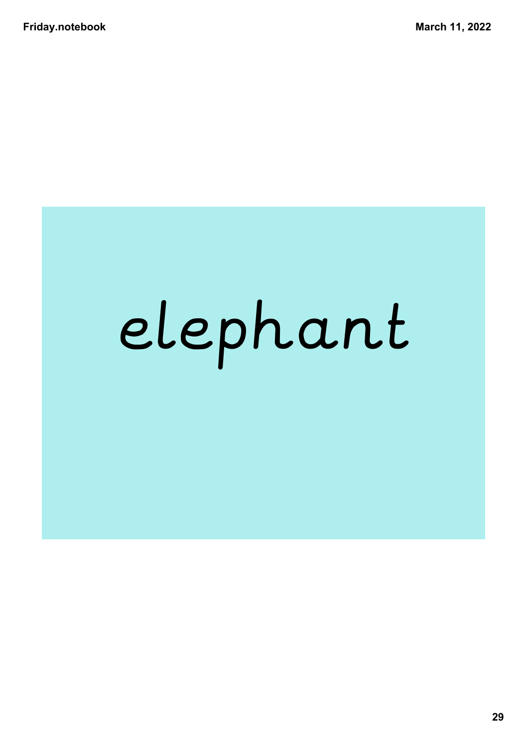elephant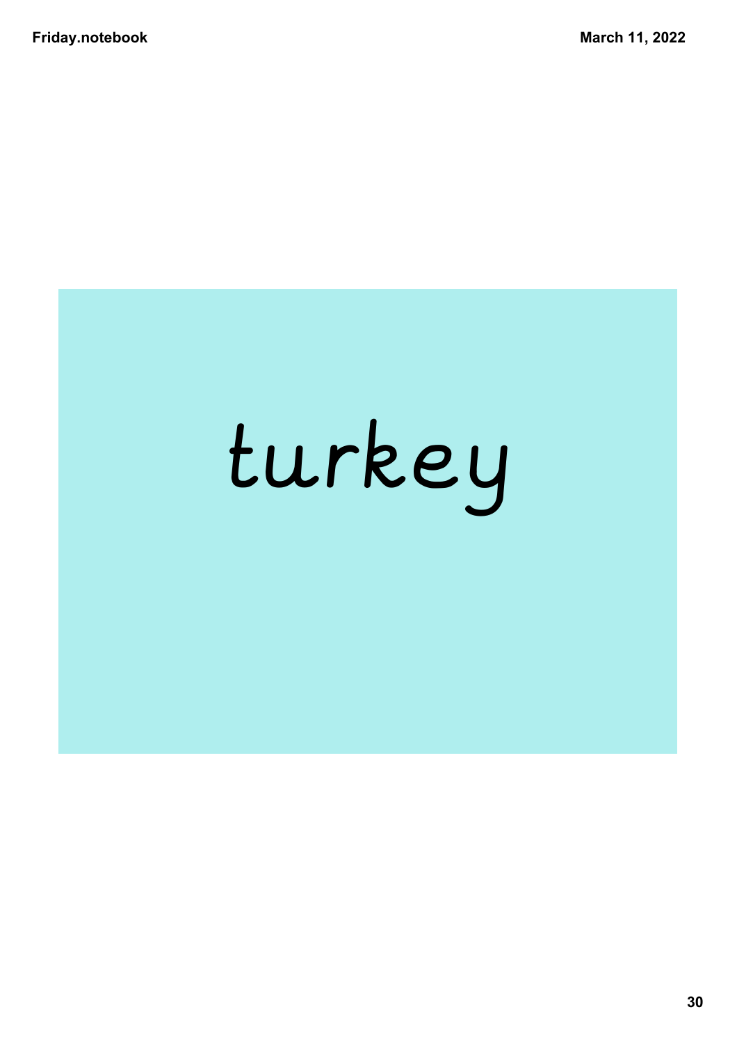turkey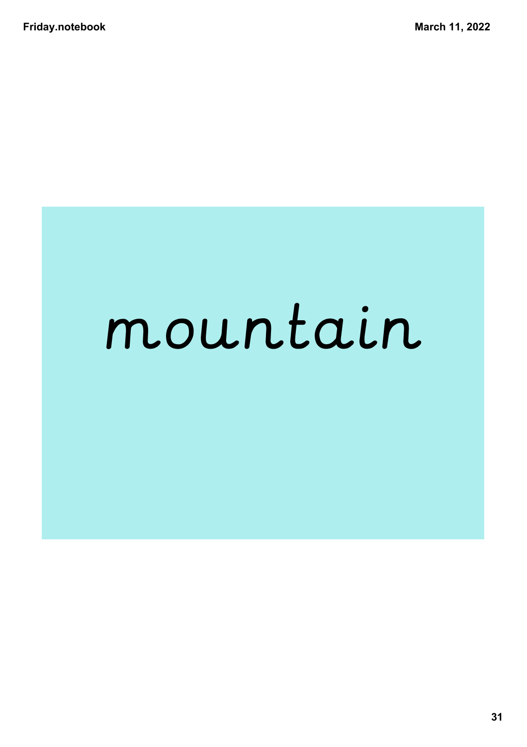mountain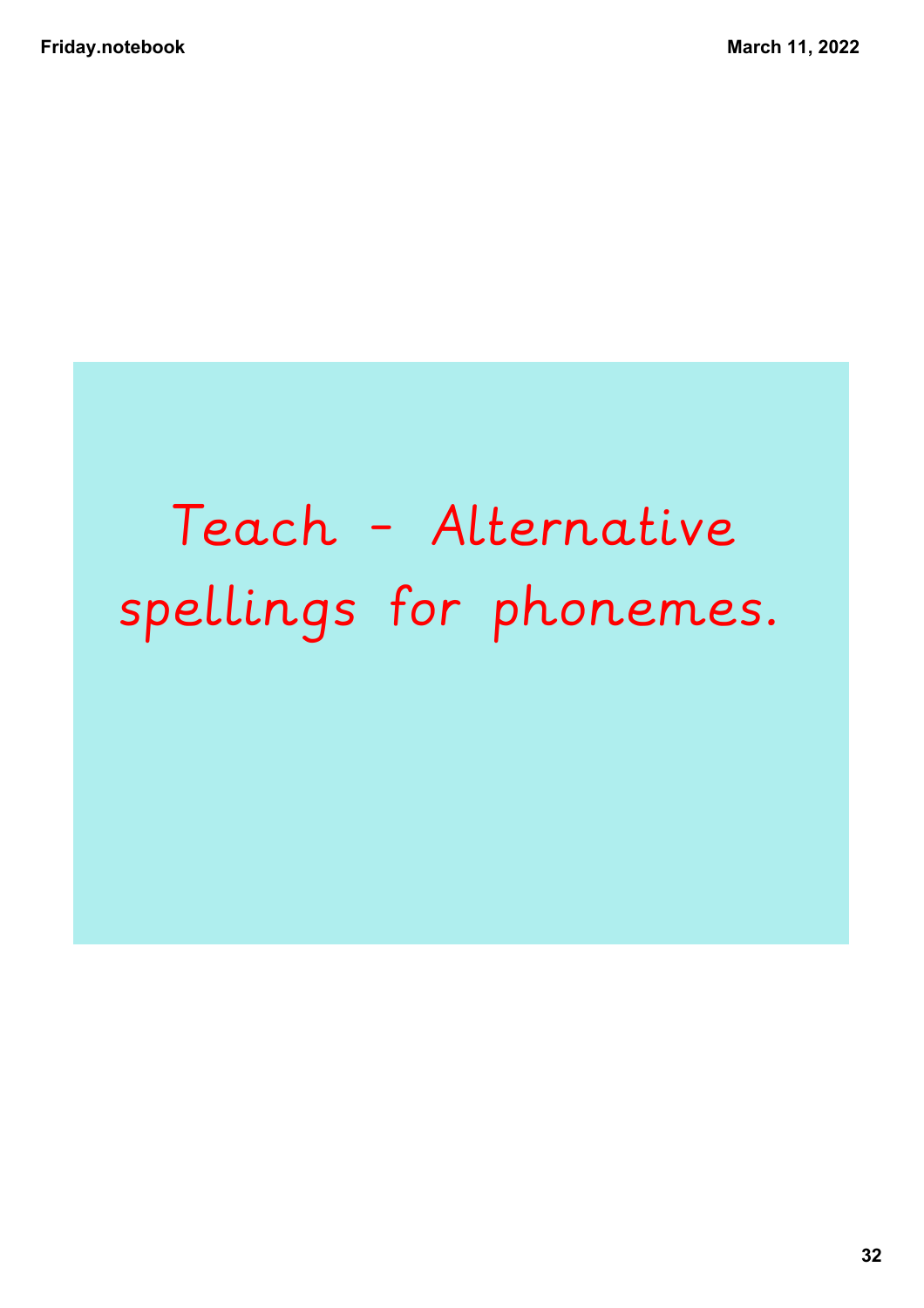# Teach - Alternative spellings for phonemes.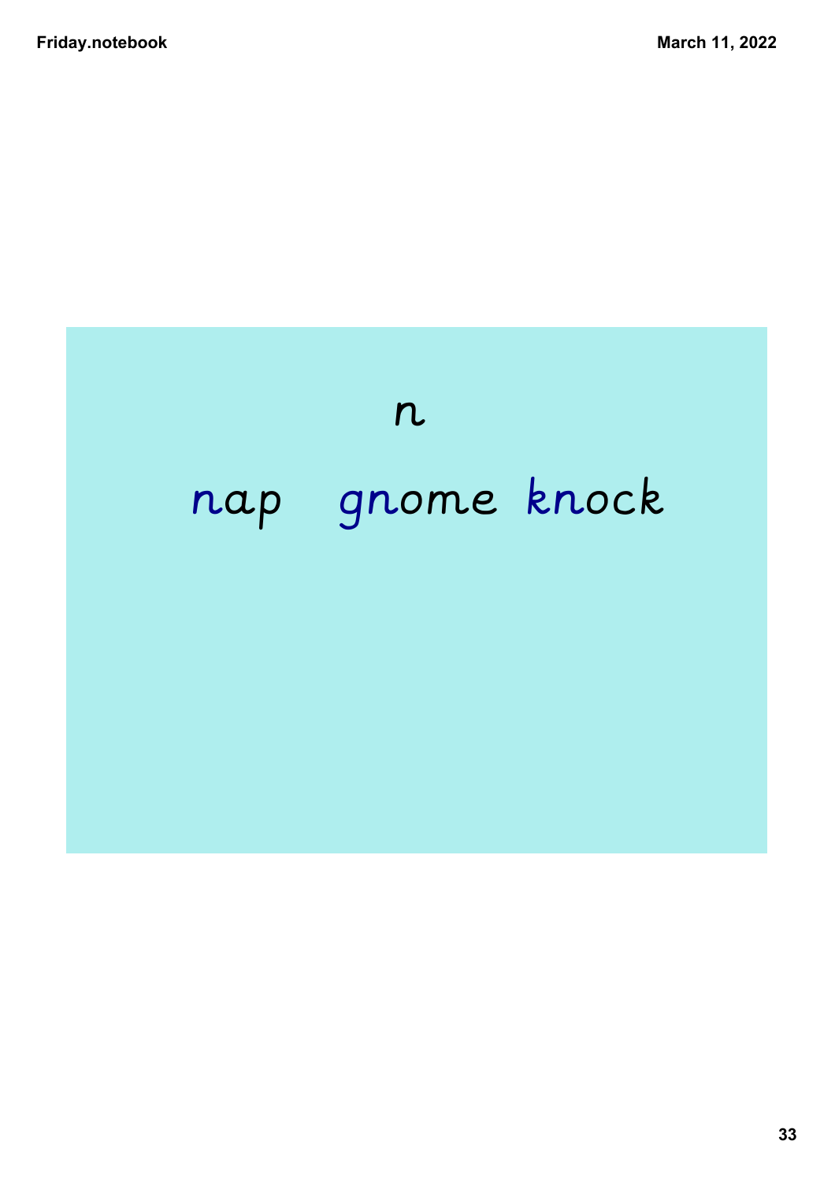n

nap gnome knock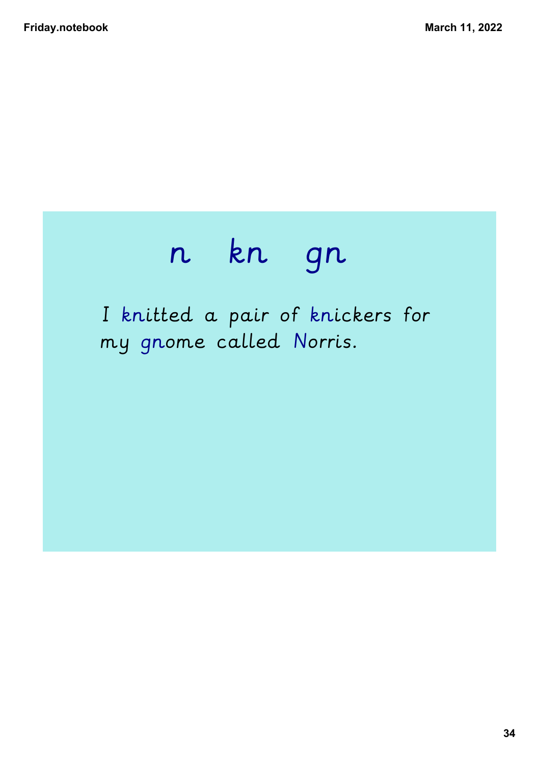# n kn gn

I knitted a pair of knickers for my gnome called Norris.